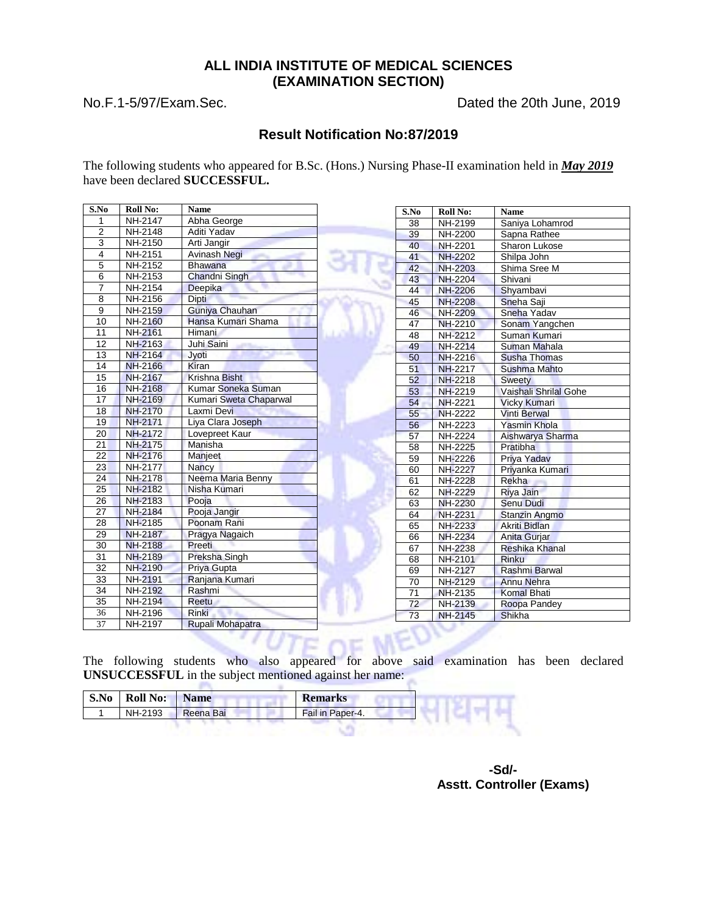# ALL INDIA INSTITUTE OF MEDICAL SCIENCES
## (EXAMINATION SECTION)

No.F.1-5/97/Exam.Sec. Dated the 20th June, 2019

## Result Notification No:87/2019

The following students who appeared for B.Sc. (Hons.) Nursing Phase-II examination held in ***May 2019*** have been declared **SUCCESSFUL.**

| S.No | Roll No: | Name |
|---|---|---|
| 1 | NH-2147 | Abha George |
| 2 | NH-2148 | Aditi Yadav |
| 3 | NH-2150 | Arti Jangir |
| 4 | NH-2151 | Avinash Negi |
| 5 | NH-2152 | Bhawana |
| 6 | NH-2153 | Chandni Singh |
| 7 | NH-2154 | Deepika |
| 8 | NH-2156 | Dipti |
| 9 | NH-2159 | Guniya Chauhan |
| 10 | NH-2160 | Hansa Kumari Shama |
| 11 | NH-2161 | Himani |
| 12 | NH-2163 | Juhi Saini |
| 13 | NH-2164 | Jyoti |
| 14 | NH-2166 | Kiran |
| 15 | NH-2167 | Krishna Bisht |
| 16 | NH-2168 | Kumar Soneka Suman |
| 17 | NH-2169 | Kumari Sweta Chaparwal |
| 18 | NH-2170 | Laxmi Devi |
| 19 | NH-2171 | Liya Clara Joseph |
| 20 | NH-2172 | Lovepreet Kaur |
| 21 | NH-2175 | Manisha |
| 22 | NH-2176 | Manjeet |
| 23 | NH-2177 | Nancy |
| 24 | NH-2178 | Neema Maria Benny |
| 25 | NH-2182 | Nisha Kumari |
| 26 | NH-2183 | Pooja |
| 27 | NH-2184 | Pooja Jangir |
| 28 | NH-2185 | Poonam Rani |
| 29 | NH-2187 | Pragya Nagaich |
| 30 | NH-2188 | Preeti |
| 31 | NH-2189 | Preksha Singh |
| 32 | NH-2190 | Priya Gupta |
| 33 | NH-2191 | Ranjana Kumari |
| 34 | NH-2192 | Rashmi |
| 35 | NH-2194 | Reetu |
| 36 | NH-2196 | Rinki |
| 37 | NH-2197 | Rupali Mohapatra |
| 38 | NH-2199 | Saniya Lohamrod |
| 39 | NH-2200 | Sapna Rathee |
| 40 | NH-2201 | Sharon Lukose |
| 41 | NH-2202 | Shilpa John |
| 42 | NH-2203 | Shima Sree M |
| 43 | NH-2204 | Shivani |
| 44 | NH-2206 | Shyambavi |
| 45 | NH-2208 | Sneha Saji |
| 46 | NH-2209 | Sneha Yadav |
| 47 | NH-2210 | Sonam Yangchen |
| 48 | NH-2212 | Suman Kumari |
| 49 | NH-2214 | Suman Mahala |
| 50 | NH-2216 | Susha Thomas |
| 51 | NH-2217 | Sushma Mahto |
| 52 | NH-2218 | Sweety |
| 53 | NH-2219 | Vaishali Shrilal Gohe |
| 54 | NH-2221 | Vicky Kumari |
| 55 | NH-2222 | Vinti Berwal |
| 56 | NH-2223 | Yasmin Khola |
| 57 | NH-2224 | Aishwarya Sharma |
| 58 | NH-2225 | Pratibha |
| 59 | NH-2226 | Priya Yadav |
| 60 | NH-2227 | Priyanka Kumari |
| 61 | NH-2228 | Rekha |
| 62 | NH-2229 | Riya Jain |
| 63 | NH-2230 | Senu Dudi |
| 64 | NH-2231 | Stanzin Angmo |
| 65 | NH-2233 | Akriti Bidlan |
| 66 | NH-2234 | Anita Gurjar |
| 67 | NH-2238 | Reshika Khanal |
| 68 | NH-2101 | Rinku |
| 69 | NH-2127 | Rashmi Barwal |
| 70 | NH-2129 | Annu Nehra |
| 71 | NH-2135 | Komal Bhati |
| 72 | NH-2139 | Roopa Pandey |
| 73 | NH-2145 | Shikha |

The following students who also appeared for above said examination has been declared **UNSUCCESSFUL** in the subject mentioned against her name:

| S.No | Roll No: | Name | Remarks |
|---|---|---|---|
| 1 | NH-2193 | Reena Bai | Fail in Paper-4. |

**-Sd/-**
**Asstt. Controller (Exams)**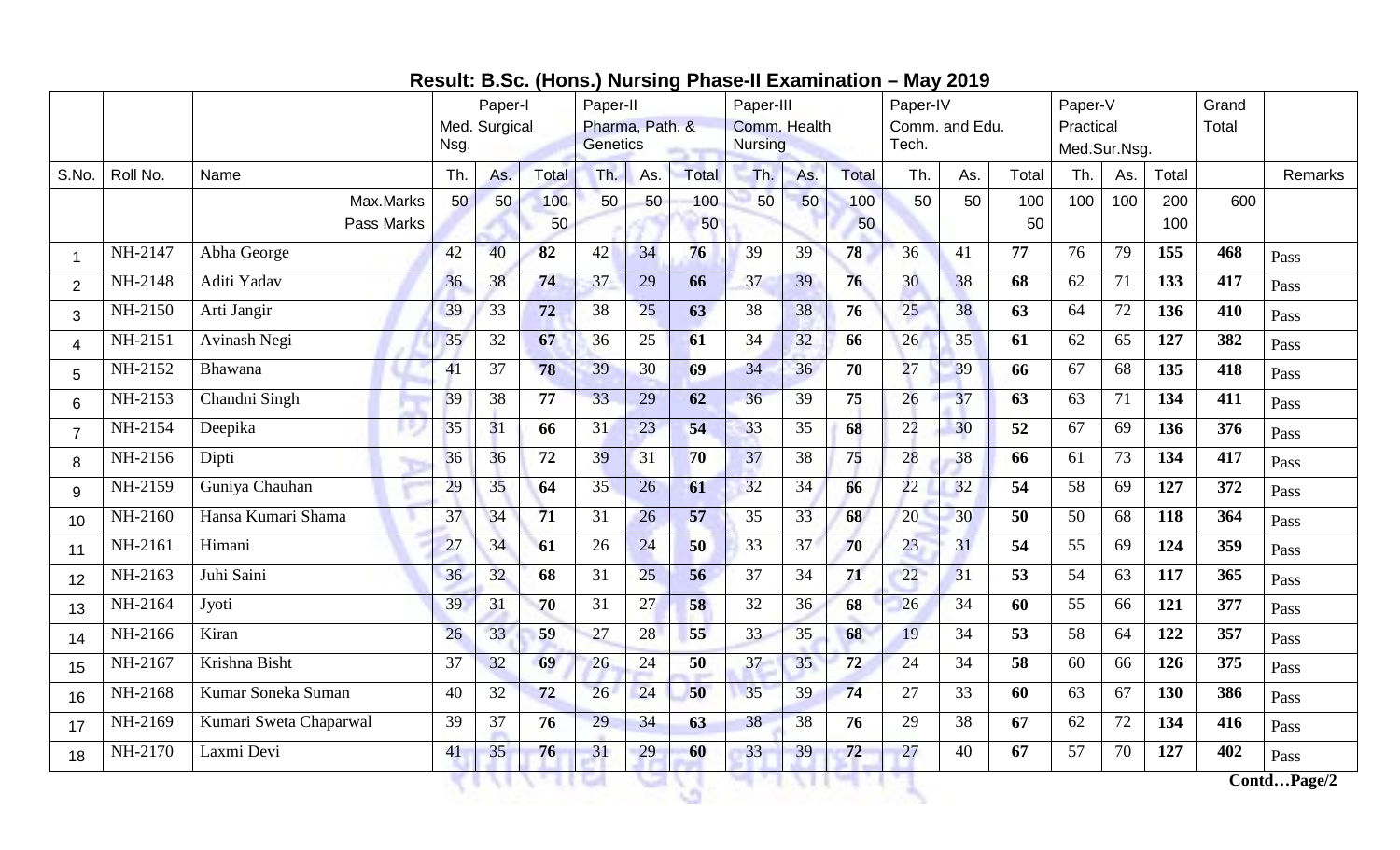## Result: B.Sc. (Hons.) Nursing Phase-II Examination – May 2019

| | | | Paper-I Med. Surgical Nsg. | | | Paper-II Pharma, Path. & Genetics | | | Paper-III Comm. Health Nursing | | | Paper-IV Comm. and Edu. Tech. | | | Paper-V Practical Med.Sur.Nsg. | | | Grand Total | |
|---|---|---|---|---|---|---|---|---|---|---|---|---|---|---|---|---|---|---|---|
| S.No. | Roll No. | Name | Th. | As. | Total | Th. | As. | Total | Th. | As. | Total | Th. | As. | Total | Th. | As. | Total | | Remarks |
| | | Max.Marks | 50 | 50 | 100 | 50 | 50 | 100 | 50 | 50 | 100 | 50 | 50 | 100 | 100 | 100 | 200 | 600 | |
| | | Pass Marks | | | 50 | | | 50 | | | 50 | | | 50 | | | 100 | | |
| 1 | NH-2147 | Abha George | 42 | 40 | **82** | 42 | 34 | **76** | 39 | 39 | **78** | 36 | 41 | **77** | 76 | 79 | **155** | **468** | Pass |
| 2 | NH-2148 | Aditi Yadav | 36 | 38 | **74** | 37 | 29 | **66** | 37 | 39 | **76** | 30 | 38 | **68** | 62 | 71 | **133** | **417** | Pass |
| 3 | NH-2150 | Arti Jangir | 39 | 33 | **72** | 38 | 25 | **63** | 38 | 38 | **76** | 25 | 38 | **63** | 64 | 72 | **136** | **410** | Pass |
| 4 | NH-2151 | Avinash Negi | 35 | 32 | **67** | 36 | 25 | **61** | 34 | 32 | **66** | 26 | 35 | **61** | 62 | 65 | **127** | **382** | Pass |
| 5 | NH-2152 | Bhawana | 41 | 37 | **78** | 39 | 30 | **69** | 34 | 36 | **70** | 27 | 39 | **66** | 67 | 68 | **135** | **418** | Pass |
| 6 | NH-2153 | Chandni Singh | 39 | 38 | **77** | 33 | 29 | **62** | 36 | 39 | **75** | 26 | 37 | **63** | 63 | 71 | **134** | **411** | Pass |
| 7 | NH-2154 | Deepika | 35 | 31 | **66** | 31 | 23 | **54** | 33 | 35 | **68** | 22 | 30 | **52** | 67 | 69 | **136** | **376** | Pass |
| 8 | NH-2156 | Dipti | 36 | 36 | **72** | 39 | 31 | **70** | 37 | 38 | **75** | 28 | 38 | **66** | 61 | 73 | **134** | **417** | Pass |
| 9 | NH-2159 | Guniya Chauhan | 29 | 35 | **64** | 35 | 26 | **61** | 32 | 34 | **66** | 22 | 32 | **54** | 58 | 69 | **127** | **372** | Pass |
| 10 | NH-2160 | Hansa Kumari Shama | 37 | 34 | **71** | 31 | 26 | **57** | 35 | 33 | **68** | 20 | 30 | **50** | 50 | 68 | **118** | **364** | Pass |
| 11 | NH-2161 | Himani | 27 | 34 | **61** | 26 | 24 | **50** | 33 | 37 | **70** | 23 | 31 | **54** | 55 | 69 | **124** | **359** | Pass |
| 12 | NH-2163 | Juhi Saini | 36 | 32 | **68** | 31 | 25 | **56** | 37 | 34 | **71** | 22 | 31 | **53** | 54 | 63 | **117** | **365** | Pass |
| 13 | NH-2164 | Jyoti | 39 | 31 | **70** | 31 | 27 | **58** | 32 | 36 | **68** | 26 | 34 | **60** | 55 | 66 | **121** | **377** | Pass |
| 14 | NH-2166 | Kiran | 26 | 33 | **59** | 27 | 28 | **55** | 33 | 35 | **68** | 19 | 34 | **53** | 58 | 64 | **122** | **357** | Pass |
| 15 | NH-2167 | Krishna Bisht | 37 | 32 | **69** | 26 | 24 | **50** | 37 | 35 | **72** | 24 | 34 | **58** | 60 | 66 | **126** | **375** | Pass |
| 16 | NH-2168 | Kumar Soneka Suman | 40 | 32 | **72** | 26 | 24 | **50** | 35 | 39 | **74** | 27 | 33 | **60** | 63 | 67 | **130** | **386** | Pass |
| 17 | NH-2169 | Kumari Sweta Chaparwal | 39 | 37 | **76** | 29 | 34 | **63** | 38 | 38 | **76** | 29 | 38 | **67** | 62 | 72 | **134** | **416** | Pass |
| 18 | NH-2170 | Laxmi Devi | 41 | 35 | **76** | 31 | 29 | **60** | 33 | 39 | **72** | 27 | 40 | **67** | 57 | 70 | **127** | **402** | Pass |

**Contd…Page/2**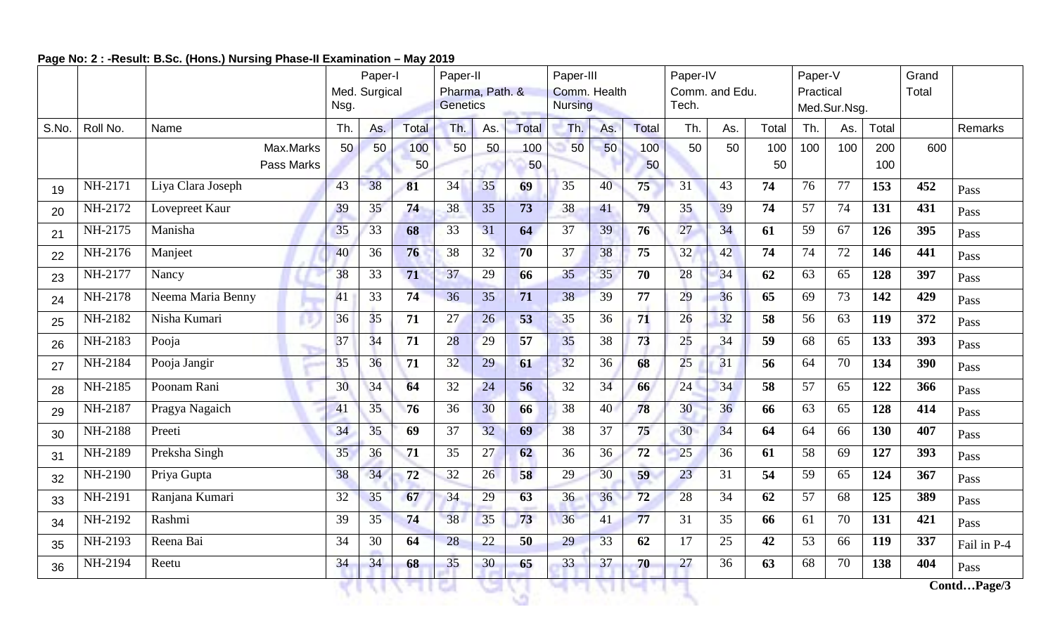**Page No: 2 : -Result: B.Sc. (Hons.) Nursing Phase-II Examination – May 2019**

| | | | Paper-I Med. Surgical Nsg. | | | Paper-II Pharma, Path. & Genetics | | | Paper-III Comm. Health Nursing | | | Paper-IV Comm. and Edu. Tech. | | | Paper-V Practical Med.Sur.Nsg. | | | Grand Total | |
|---|---|---|---|---|---|---|---|---|---|---|---|---|---|---|---|---|---|---|---|
| S.No. | Roll No. | Name | Th. | As. | Total | Th. | As. | Total | Th. | As. | Total | Th. | As. | Total | Th. | As. | Total | | Remarks |
| | | Max.Marks Pass Marks | 50 | 50 | 100 50 | 50 | 50 | 100 50 | 50 | 50 | 100 50 | 50 | 50 | 100 50 | 100 | 100 | 200 100 | 600 | |
| 19 | NH-2171 | Liya Clara Joseph | 43 | 38 | **81** | 34 | 35 | **69** | 35 | 40 | **75** | 31 | 43 | **74** | 76 | 77 | **153** | **452** | Pass |
| 20 | NH-2172 | Lovepreet Kaur | 39 | 35 | **74** | 38 | 35 | **73** | 38 | 41 | **79** | 35 | 39 | **74** | 57 | 74 | **131** | **431** | Pass |
| 21 | NH-2175 | Manisha | 35 | 33 | **68** | 33 | 31 | **64** | 37 | 39 | **76** | 27 | 34 | **61** | 59 | 67 | **126** | **395** | Pass |
| 22 | NH-2176 | Manjeet | 40 | 36 | **76** | 38 | 32 | **70** | 37 | 38 | **75** | 32 | 42 | **74** | 74 | 72 | **146** | **441** | Pass |
| 23 | NH-2177 | Nancy | 38 | 33 | **71** | 37 | 29 | **66** | 35 | 35 | **70** | 28 | 34 | **62** | 63 | 65 | **128** | **397** | Pass |
| 24 | NH-2178 | Neema Maria Benny | 41 | 33 | **74** | 36 | 35 | **71** | 38 | 39 | **77** | 29 | 36 | **65** | 69 | 73 | **142** | **429** | Pass |
| 25 | NH-2182 | Nisha Kumari | 36 | 35 | **71** | 27 | 26 | **53** | 35 | 36 | **71** | 26 | 32 | **58** | 56 | 63 | **119** | **372** | Pass |
| 26 | NH-2183 | Pooja | 37 | 34 | **71** | 28 | 29 | **57** | 35 | 38 | **73** | 25 | 34 | **59** | 68 | 65 | **133** | **393** | Pass |
| 27 | NH-2184 | Pooja Jangir | 35 | 36 | **71** | 32 | 29 | **61** | 32 | 36 | **68** | 25 | 31 | **56** | 64 | 70 | **134** | **390** | Pass |
| 28 | NH-2185 | Poonam Rani | 30 | 34 | **64** | 32 | 24 | **56** | 32 | 34 | **66** | 24 | 34 | **58** | 57 | 65 | **122** | **366** | Pass |
| 29 | NH-2187 | Pragya Nagaich | 41 | 35 | **76** | 36 | 30 | **66** | 38 | 40 | **78** | 30 | 36 | **66** | 63 | 65 | **128** | **414** | Pass |
| 30 | NH-2188 | Preeti | 34 | 35 | **69** | 37 | 32 | **69** | 38 | 37 | **75** | 30 | 34 | **64** | 64 | 66 | **130** | **407** | Pass |
| 31 | NH-2189 | Preksha Singh | 35 | 36 | **71** | 35 | 27 | **62** | 36 | 36 | **72** | 25 | 36 | **61** | 58 | 69 | **127** | **393** | Pass |
| 32 | NH-2190 | Priya Gupta | 38 | 34 | **72** | 32 | 26 | **58** | 29 | 30 | **59** | 23 | 31 | **54** | 59 | 65 | **124** | **367** | Pass |
| 33 | NH-2191 | Ranjana Kumari | 32 | 35 | **67** | 34 | 29 | **63** | 36 | 36 | **72** | 28 | 34 | **62** | 57 | 68 | **125** | **389** | Pass |
| 34 | NH-2192 | Rashmi | 39 | 35 | **74** | 38 | 35 | **73** | 36 | 41 | **77** | 31 | 35 | **66** | 61 | 70 | **131** | **421** | Pass |
| 35 | NH-2193 | Reena Bai | 34 | 30 | **64** | 28 | 22 | **50** | 29 | 33 | **62** | 17 | 25 | **42** | 53 | 66 | **119** | **337** | Fail in P-4 |
| 36 | NH-2194 | Reetu | 34 | 34 | **68** | 35 | 30 | **65** | 33 | 37 | **70** | 27 | 36 | **63** | 68 | 70 | **138** | **404** | Pass |

**Contd…Page/3**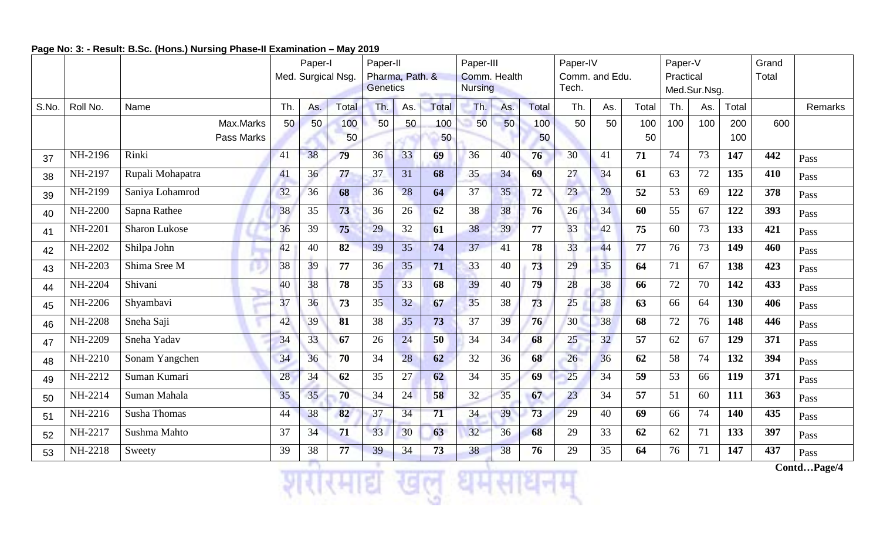**Page No: 3: - Result: B.Sc. (Hons.) Nursing Phase-II Examination – May 2019**

| | | | Paper-I Med. Surgical Nsg. | | | Paper-II Pharma, Path. & Genetics | | | Paper-III Comm. Health Nursing | | | Paper-IV Comm. and Edu. Tech. | | | Paper-V Practical Med.Sur.Nsg. | | | Grand Total | |
|---|---|---|---|---|---|---|---|---|---|---|---|---|---|---|---|---|---|---|---|
| S.No. | Roll No. | Name | Th. | As. | Total | Th. | As. | Total | Th. | As. | Total | Th. | As. | Total | Th. | As. | Total | | Remarks |
| | | Max.Marks | 50 | 50 | 100 | 50 | 50 | 100 | 50 | 50 | 100 | 50 | 50 | 100 | 100 | 100 | 200 | 600 | |
| | | Pass Marks | | | 50 | | | 50 | | | 50 | | | 50 | | | 100 | | |
| 37 | NH-2196 | Rinki | 41 | 38 | **79** | 36 | 33 | **69** | 36 | 40 | **76** | 30 | 41 | **71** | 74 | 73 | **147** | **442** | Pass |
| 38 | NH-2197 | Rupali Mohapatra | 41 | 36 | **77** | 37 | 31 | **68** | 35 | 34 | **69** | 27 | 34 | **61** | 63 | 72 | **135** | **410** | Pass |
| 39 | NH-2199 | Saniya Lohamrod | 32 | 36 | **68** | 36 | 28 | **64** | 37 | 35 | **72** | 23 | 29 | **52** | 53 | 69 | **122** | **378** | Pass |
| 40 | NH-2200 | Sapna Rathee | 38 | 35 | **73** | 36 | 26 | **62** | 38 | 38 | **76** | 26 | 34 | **60** | 55 | 67 | **122** | **393** | Pass |
| 41 | NH-2201 | Sharon Lukose | 36 | 39 | **75** | 29 | 32 | **61** | 38 | 39 | **77** | 33 | 42 | **75** | 60 | 73 | **133** | **421** | Pass |
| 42 | NH-2202 | Shilpa John | 42 | 40 | **82** | 39 | 35 | **74** | 37 | 41 | **78** | 33 | 44 | **77** | 76 | 73 | **149** | **460** | Pass |
| 43 | NH-2203 | Shima Sree M | 38 | 39 | **77** | 36 | 35 | **71** | 33 | 40 | **73** | 29 | 35 | **64** | 71 | 67 | **138** | **423** | Pass |
| 44 | NH-2204 | Shivani | 40 | 38 | **78** | 35 | 33 | **68** | 39 | 40 | **79** | 28 | 38 | **66** | 72 | 70 | **142** | **433** | Pass |
| 45 | NH-2206 | Shyambavi | 37 | 36 | **73** | 35 | 32 | **67** | 35 | 38 | **73** | 25 | 38 | **63** | 66 | 64 | **130** | **406** | Pass |
| 46 | NH-2208 | Sneha Saji | 42 | 39 | **81** | 38 | 35 | **73** | 37 | 39 | **76** | 30 | 38 | **68** | 72 | 76 | **148** | **446** | Pass |
| 47 | NH-2209 | Sneha Yadav | 34 | 33 | **67** | 26 | 24 | **50** | 34 | 34 | **68** | 25 | 32 | **57** | 62 | 67 | **129** | **371** | Pass |
| 48 | NH-2210 | Sonam Yangchen | 34 | 36 | **70** | 34 | 28 | **62** | 32 | 36 | **68** | 26 | 36 | **62** | 58 | 74 | **132** | **394** | Pass |
| 49 | NH-2212 | Suman Kumari | 28 | 34 | **62** | 35 | 27 | **62** | 34 | 35 | **69** | 25 | 34 | **59** | 53 | 66 | **119** | **371** | Pass |
| 50 | NH-2214 | Suman Mahala | 35 | 35 | **70** | 34 | 24 | **58** | 32 | 35 | **67** | 23 | 34 | **57** | 51 | 60 | **111** | **363** | Pass |
| 51 | NH-2216 | Susha Thomas | 44 | 38 | **82** | 37 | 34 | **71** | 34 | 39 | **73** | 29 | 40 | **69** | 66 | 74 | **140** | **435** | Pass |
| 52 | NH-2217 | Sushma Mahto | 37 | 34 | **71** | 33 | 30 | **63** | 32 | 36 | **68** | 29 | 33 | **62** | 62 | 71 | **133** | **397** | Pass |
| 53 | NH-2218 | Sweety | 39 | 38 | **77** | 39 | 34 | **73** | 38 | 38 | **76** | 29 | 35 | **64** | 76 | 71 | **147** | **437** | Pass |

**Contd…Page/4**

शरीरमाद्यं खलु धर्मसाधनम्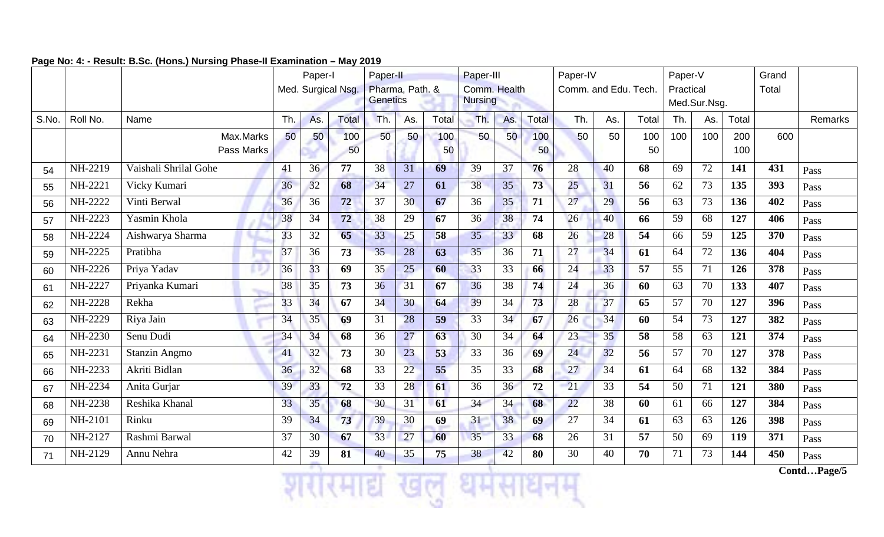**Page No: 4: - Result: B.Sc. (Hons.) Nursing Phase-II Examination – May 2019**

| | | | Paper-I Med. Surgical Nsg. | | | Paper-II Pharma, Path. & Genetics | | | Paper-III Comm. Health Nursing | | | Paper-IV Comm. and Edu. Tech. | | | Paper-V Practical Med.Sur.Nsg. | | | Grand Total | |
|---|---|---|---|---|---|---|---|---|---|---|---|---|---|---|---|---|---|---|---|
| S.No. | Roll No. | Name | Th. | As. | Total | Th. | As. | Total | Th. | As. | Total | Th. | As. | Total | Th. | As. | Total | | Remarks |
| | | Max.Marks Pass Marks | 50 | 50 | 100 50 | 50 | 50 | 100 50 | 50 | 50 | 100 50 | 50 | 50 | 100 50 | 100 | 100 | 200 100 | 600 | |
| 54 | NH-2219 | Vaishali Shrilal Gohe | 41 | 36 | **77** | 38 | 31 | **69** | 39 | 37 | **76** | 28 | 40 | **68** | 69 | 72 | **141** | **431** | Pass |
| 55 | NH-2221 | Vicky Kumari | 36 | 32 | **68** | 34 | 27 | **61** | 38 | 35 | **73** | 25 | 31 | **56** | 62 | 73 | **135** | **393** | Pass |
| 56 | NH-2222 | Vinti Berwal | 36 | 36 | **72** | 37 | 30 | **67** | 36 | 35 | **71** | 27 | 29 | **56** | 63 | 73 | **136** | **402** | Pass |
| 57 | NH-2223 | Yasmin Khola | 38 | 34 | **72** | 38 | 29 | **67** | 36 | 38 | **74** | 26 | 40 | **66** | 59 | 68 | **127** | **406** | Pass |
| 58 | NH-2224 | Aishwarya Sharma | 33 | 32 | **65** | 33 | 25 | **58** | 35 | 33 | **68** | 26 | 28 | **54** | 66 | 59 | **125** | **370** | Pass |
| 59 | NH-2225 | Pratibha | 37 | 36 | **73** | 35 | 28 | **63** | 35 | 36 | **71** | 27 | 34 | **61** | 64 | 72 | **136** | **404** | Pass |
| 60 | NH-2226 | Priya Yadav | 36 | 33 | **69** | 35 | 25 | **60** | 33 | 33 | **66** | 24 | 33 | **57** | 55 | 71 | **126** | **378** | Pass |
| 61 | NH-2227 | Priyanka Kumari | 38 | 35 | **73** | 36 | 31 | **67** | 36 | 38 | **74** | 24 | 36 | **60** | 63 | 70 | **133** | **407** | Pass |
| 62 | NH-2228 | Rekha | 33 | 34 | **67** | 34 | 30 | **64** | 39 | 34 | **73** | 28 | 37 | **65** | 57 | 70 | **127** | **396** | Pass |
| 63 | NH-2229 | Riya Jain | 34 | 35 | **69** | 31 | 28 | **59** | 33 | 34 | **67** | 26 | 34 | **60** | 54 | 73 | **127** | **382** | Pass |
| 64 | NH-2230 | Senu Dudi | 34 | 34 | **68** | 36 | 27 | **63** | 30 | 34 | **64** | 23 | 35 | **58** | 58 | 63 | **121** | **374** | Pass |
| 65 | NH-2231 | Stanzin Angmo | 41 | 32 | **73** | 30 | 23 | **53** | 33 | 36 | **69** | 24 | 32 | **56** | 57 | 70 | **127** | **378** | Pass |
| 66 | NH-2233 | Akriti Bidlan | 36 | 32 | **68** | 33 | 22 | **55** | 35 | 33 | **68** | 27 | 34 | **61** | 64 | 68 | **132** | **384** | Pass |
| 67 | NH-2234 | Anita Gurjar | 39 | 33 | **72** | 33 | 28 | **61** | 36 | 36 | **72** | 21 | 33 | **54** | 50 | 71 | **121** | **380** | Pass |
| 68 | NH-2238 | Reshika Khanal | 33 | 35 | **68** | 30 | 31 | **61** | 34 | 34 | **68** | 22 | 38 | **60** | 61 | 66 | **127** | **384** | Pass |
| 69 | NH-2101 | Rinku | 39 | 34 | **73** | 39 | 30 | **69** | 31 | 38 | **69** | 27 | 34 | **61** | 63 | 63 | **126** | **398** | Pass |
| 70 | NH-2127 | Rashmi Barwal | 37 | 30 | **67** | 33 | 27 | **60** | 35 | 33 | **68** | 26 | 31 | **57** | 50 | 69 | **119** | **371** | Pass |
| 71 | NH-2129 | Annu Nehra | 42 | 39 | **81** | 40 | 35 | **75** | 38 | 42 | **80** | 30 | 40 | **70** | 71 | 73 | **144** | **450** | Pass |

**Contd…Page/5**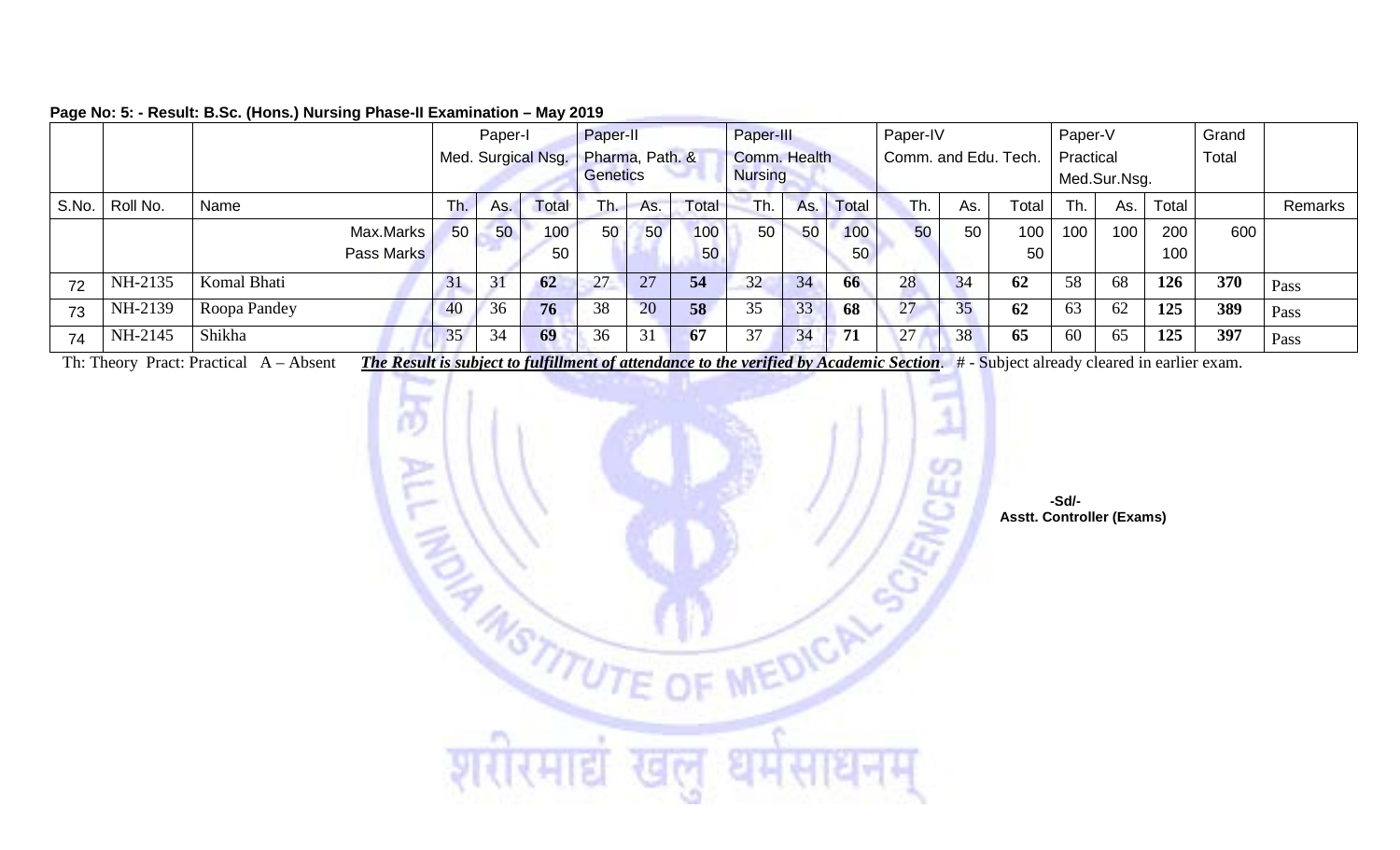**Page No: 5: - Result: B.Sc. (Hons.) Nursing Phase-II Examination – May 2019**

| | | | Paper-I Med. Surgical Nsg. | | | Paper-II Pharma, Path. & Genetics | | | Paper-III Comm. Health Nursing | | | Paper-IV Comm. and Edu. Tech. | | | Paper-V Practical Med.Sur.Nsg. | | | Grand Total | |
|---|---|---|---|---|---|---|---|---|---|---|---|---|---|---|---|---|---|---|---|
| S.No. | Roll No. | Name | Th. | As. | Total | Th. | As. | Total | Th. | As. | Total | Th. | As. | Total | Th. | As. | Total | | Remarks |
| | | Max.Marks<br>Pass Marks | 50 | 50 | 100<br>50 | 50 | 50 | 100<br>50 | 50 | 50 | 100<br>50 | 50 | 50 | 100<br>50 | 100 | 100 | 200<br>100 | 600 | |
| 72 | NH-2135 | Komal Bhati | 31 | 31 | **62** | 27 | 27 | **54** | 32 | 34 | **66** | 28 | 34 | **62** | 58 | 68 | **126** | **370** | Pass |
| 73 | NH-2139 | Roopa Pandey | 40 | 36 | **76** | 38 | 20 | **58** | 35 | 33 | **68** | 27 | 35 | **62** | 63 | 62 | **125** | **389** | Pass |
| 74 | NH-2145 | Shikha | 35 | 34 | **69** | 36 | 31 | **67** | 37 | 34 | **71** | 27 | 38 | **65** | 60 | 65 | **125** | **397** | Pass |

Th: Theory Pract: Practical A – Absent ***The Result is subject to fulfillment of attendance to the verified by Academic Section***. # - Subject already cleared in earlier exam.

**-Sd/-**
**Asstt. Controller (Exams)**